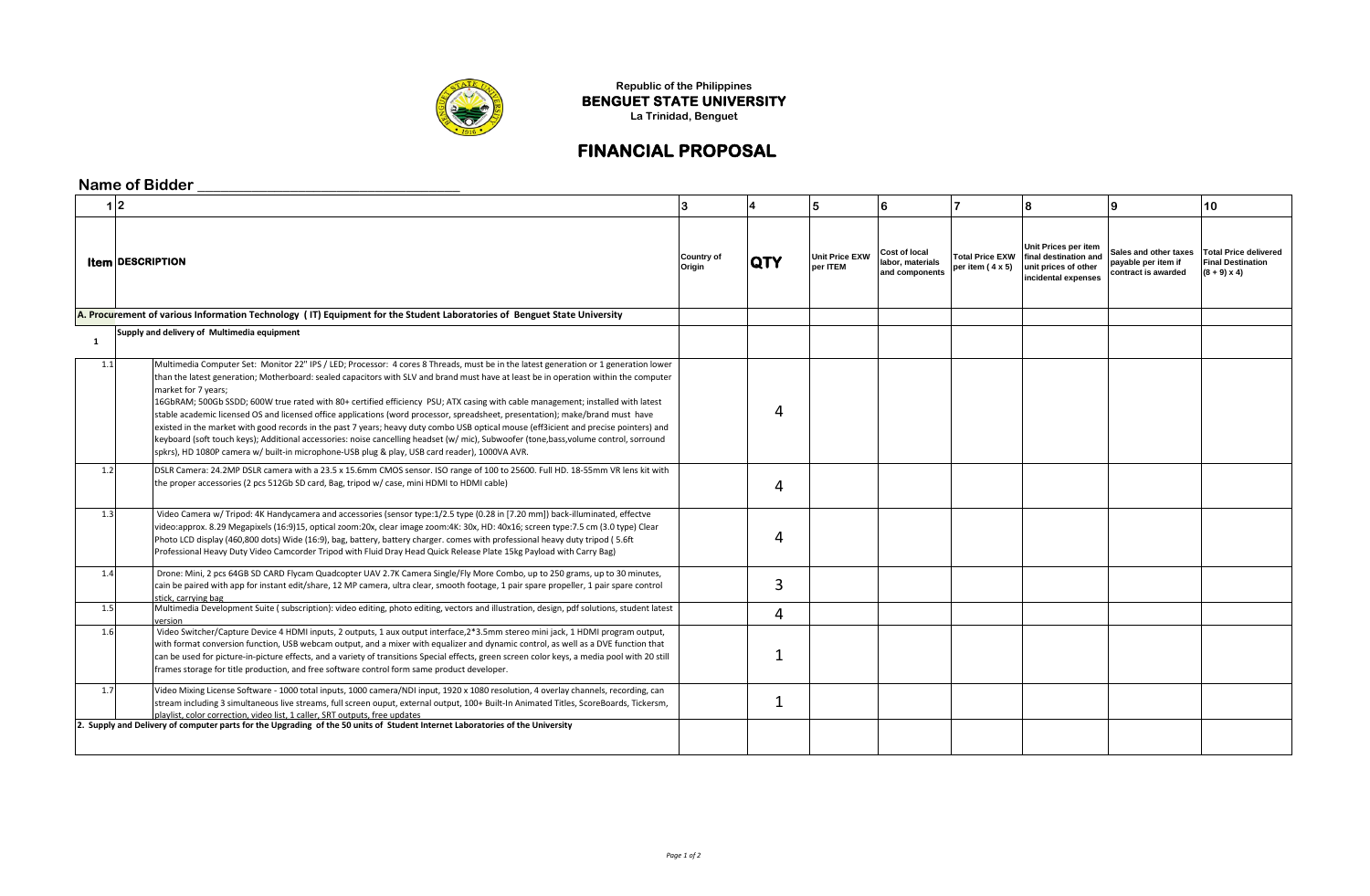**Republic of the Philippines**
**BENGUET STATE UNIVERSITY**
**La Trinidad, Benguet**

# FINANCIAL PROPOSAL

**Name of Bidder \_\_\_\_\_\_\_\_\_\_\_\_\_\_\_\_\_\_\_\_\_\_\_\_\_\_\_\_\_\_\_\_**

| 1 | 2 | 3 | 4 | 5 | 6 | 7 | 8 | 9 | 10 |
|---|---|---|---|---|---|---|---|---|---|
| **Item** | **DESCRIPTION** | **Country of Origin** | **QTY** | **Unit Price EXW per ITEM** | **Cost of local labor, materials and components** | **Total Price EXW per item ( 4 x 5)** | **Unit Prices per item final destination and unit prices of other incidental expenses** | **Sales and other taxes payable per item if contract is awarded** | **Total Price delivered Final Destination (8 + 9) x 4)** |
| **A. Procurement of various Information Technology ( IT) Equipment for the Student Laboratories of Benguet State University** | | | | | | | | | |
| **1** | **Supply and delivery of Multimedia equipment** | | | | | | | | |
| 1.1 | Multimedia Computer Set: Monitor 22" IPS / LED; Processor: 4 cores 8 Threads, must be in the latest generation or 1 generation lower than the latest generation; Motherboard: sealed capacitors with SLV and brand must have at least be in operation within the computer market for 7 years; 16GbRAM; 500Gb SSDD; 600W true rated with 80+ certified efficiency PSU; ATX casing with cable management; installed with latest stable academic licensed OS and licensed office applications (word processor, spreadsheet, presentation); make/brand must have existed in the market with good records in the past 7 years; heavy duty combo USB optical mouse (eff3icient and precise pointers) and keyboard (soft touch keys); Additional accessories: noise cancelling headset (w/ mic), Subwoofer (tone,bass,volume control, sorround spkrs), HD 1080P camera w/ built-in microphone-USB plug & play, USB card reader), 1000VA AVR. | | 4 | | | | | | |
| 1.2 | DSLR Camera: 24.2MP DSLR camera with a 23.5 x 15.6mm CMOS sensor. ISO range of 100 to 25600. Full HD. 18-55mm VR lens kit with the proper accessories (2 pcs 512Gb SD card, Bag, tripod w/ case, mini HDMI to HDMI cable) | | 4 | | | | | | |
| 1.3 | Video Camera w/ Tripod: 4K Handycamera and accessories (sensor type:1/2.5 type (0.28 in [7.20 mm]) back-illuminated, effectve video:approx. 8.29 Megapixels (16:9)15, optical zoom:20x, clear image zoom:4K: 30x, HD: 40x16; screen type:7.5 cm (3.0 type) Clear Photo LCD display (460,800 dots) Wide (16:9), bag, battery, battery charger. comes with professional heavy duty tripod ( 5.6ft Professional Heavy Duty Video Camcorder Tripod with Fluid Dray Head Quick Release Plate 15kg Payload with Carry Bag) | | 4 | | | | | | |
| 1.4 | Drone: Mini, 2 pcs 64GB SD CARD Flycam Quadcopter UAV 2.7K Camera Single/Fly More Combo, up to 250 grams, up to 30 minutes, cain be paired with app for instant edit/share, 12 MP camera, ultra clear, smooth footage, 1 pair spare propeller, 1 pair spare control stick, carrying bag | | 3 | | | | | | |
| 1.5 | Multimedia Development Suite ( subscription): video editing, photo editing, vectors and illustration, design, pdf solutions, student latest version | | 4 | | | | | | |
| 1.6 | Video Switcher/Capture Device 4 HDMI inputs, 2 outputs, 1 aux output interface,2*3.5mm stereo mini jack, 1 HDMI program output, with format conversion function, USB webcam output, and a mixer with equalizer and dynamic control, as well as a DVE function that can be used for picture-in-picture effects, and a variety of transitions Special effects, green screen color keys, a media pool with 20 still frames storage for title production, and free software control form same product developer. | | 1 | | | | | | |
| 1.7 | Video Mixing License Software - 1000 total inputs, 1000 camera/NDI input, 1920 x 1080 resolution, 4 overlay channels, recording, can stream including 3 simultaneous live streams, full screen ouput, external output, 100+ Built-In Animated Titles, ScoreBoards, Tickersm, playlist, color correction, video list, 1 caller, SRT outputs, free updates | | 1 | | | | | | |
| **2. Supply and Delivery of computer parts for the Upgrading of the 50 units of Student Internet Laboratories of the University** | | | | | | | | | |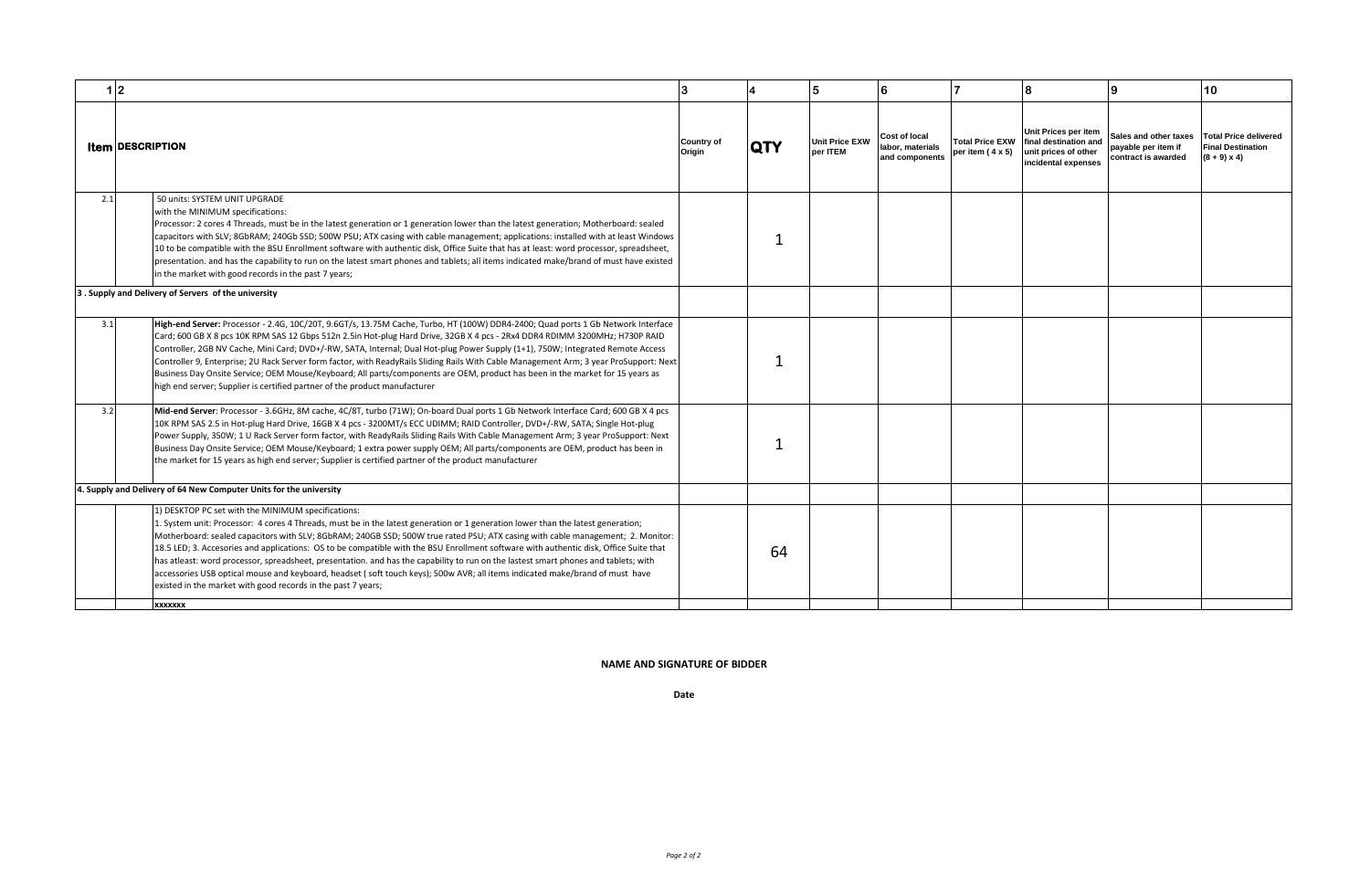| 1 | 2 | 3 | 4 | 5 | 6 | 7 | 8 | 9 | 10 |
|---|---|---|---|---|---|---|---|---|---|
| **Item** | **DESCRIPTION** | **Country of Origin** | **QTY** | **Unit Price EXW per ITEM** | **Cost of local labor, materials and components** | **Total Price EXW per item ( 4 x 5)** | **Unit Prices per item final destination and unit prices of other incidental expenses** | **Sales and other taxes payable per item if contract is awarded** | **Total Price delivered Final Destination (8 + 9) x 4)** |
| 2.1 | 50 units: SYSTEM UNIT UPGRADE with the MINIMUM specifications: Processor: 2 cores 4 Threads, must be in the latest generation or 1 generation lower than the latest generation; Motherboard: sealed capacitors with SLV; 8GbRAM; 240Gb SSD; 500W PSU; ATX casing with cable management; applications: installed with at least Windows 10 to be compatible with the BSU Enrollment software with authentic disk, Office Suite that has at least: word processor, spreadsheet, presentation. and has the capability to run on the latest smart phones and tablets; all items indicated make/brand of must have existed in the market with good records in the past 7 years; | | 1 | | | | | | |
| **3 . Supply and Delivery of Servers of the university** | | | | | | | | | |
| 3.1 | **High-end Server:** Processor - 2.4G, 10C/20T, 9.6GT/s, 13.75M Cache, Turbo, HT (100W) DDR4-2400; Quad ports 1 Gb Network Interface Card; 600 GB X 8 pcs 10K RPM SAS 12 Gbps 512n 2.5in Hot-plug Hard Drive, 32GB X 4 pcs - 2Rx4 DDR4 RDIMM 3200MHz; H730P RAID Controller, 2GB NV Cache, Mini Card; DVD+/-RW, SATA, Internal; Dual Hot-plug Power Supply (1+1), 750W; Integrated Remote Access Controller 9, Enterprise; 2U Rack Server form factor, with ReadyRails Sliding Rails With Cable Management Arm; 3 year ProSupport: Next Business Day Onsite Service; OEM Mouse/Keyboard; All parts/components are OEM, product has been in the market for 15 years as high end server; Supplier is certified partner of the product manufacturer | | 1 | | | | | | |
| 3.2 | **Mid-end Server**: Processor - 3.6GHz, 8M cache, 4C/8T, turbo (71W); On-board Dual ports 1 Gb Network Interface Card; 600 GB X 4 pcs 10K RPM SAS 2.5 in Hot-plug Hard Drive, 16GB X 4 pcs - 3200MT/s ECC UDIMM; RAID Controller, DVD+/-RW, SATA; Single Hot-plug Power Supply, 350W; 1 U Rack Server form factor, with ReadyRails Sliding Rails With Cable Management Arm; 3 year ProSupport: Next Business Day Onsite Service; OEM Mouse/Keyboard; 1 extra power supply OEM; All parts/components are OEM, product has been in the market for 15 years as high end server; Supplier is certified partner of the product manufacturer | | 1 | | | | | | |
| **4. Supply and Delivery of 64 New Computer Units for the university** | | | | | | | | | |
| | 1) DESKTOP PC set with the MINIMUM specifications: 1. System unit: Processor: 4 cores 4 Threads, must be in the latest generation or 1 generation lower than the latest generation; Motherboard: sealed capacitors with SLV; 8GbRAM; 240GB SSD; 500W true rated PSU; ATX casing with cable management; 2. Monitor: 18.5 LED; 3. Accesories and applications: OS to be compatible with the BSU Enrollment software with authentic disk, Office Suite that has atleast: word processor, spreadsheet, presentation. and has the capability to run on the lastest smart phones and tablets; with accessories USB optical mouse and keyboard, headset ( soft touch keys); 500w AVR; all items indicated make/brand of must have existed in the market with good records in the past 7 years; | | 64 | | | | | | |
| | **xxxxxxx** | | | | | | | | |

**NAME AND SIGNATURE OF BIDDER**

**Date**